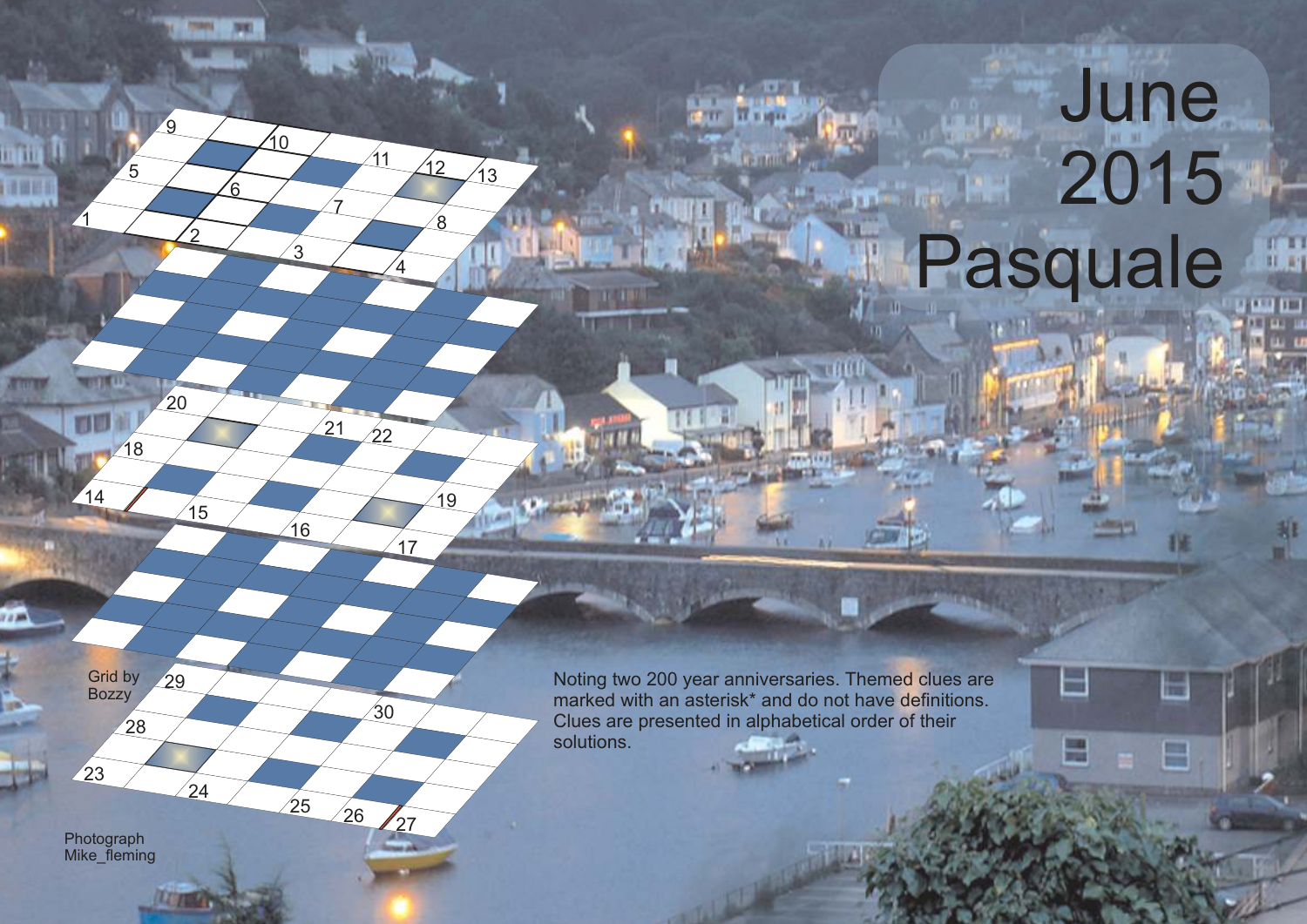# June 2015 Pasquale

Noting two 200 year anniversaries. Themed clues are marked with an asterisk* and do not have definitions. Clues are presented in alphabetical order of their solutions.

Grid by Bozzy

Photograph Mike_fleming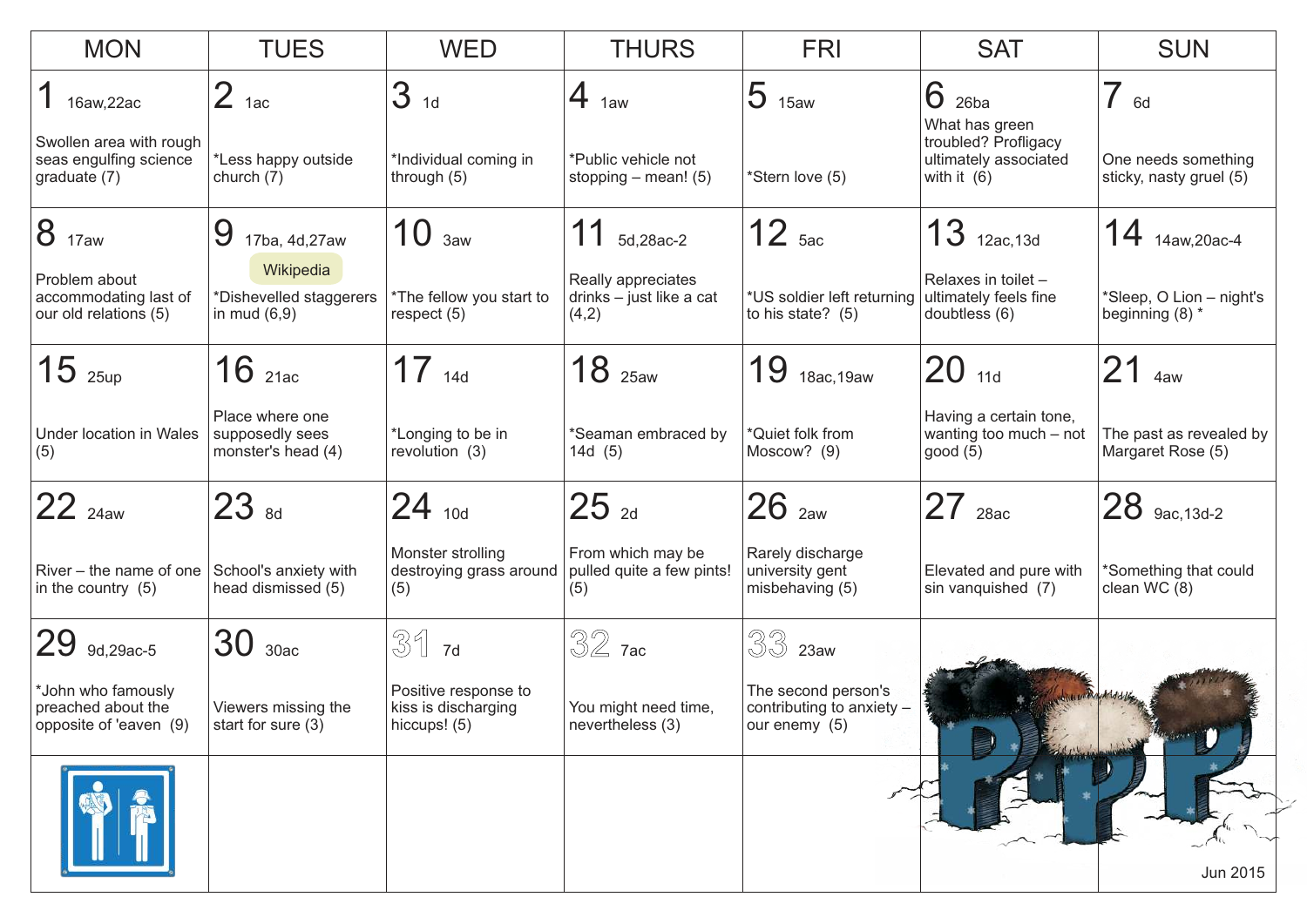| MON | TUES | WED | THURS | FRI | SAT | SUN |
|---|---|---|---|---|---|---|
| 1 16aw,22ac<br>Swollen area with rough seas engulfing science graduate (7) | 2 1ac<br>*Less happy outside church (7) | 3 1d<br>*Individual coming in through (5) | 4 1aw<br>*Public vehicle not stopping – mean! (5) | 5 15aw<br>*Stern love (5) | 6 26ba<br>What has green troubled? Profligacy ultimately associated with it (6) | 7 6d<br>One needs something sticky, nasty gruel (5) |
| 8 17aw<br>Problem about accommodating last of our old relations (5) | 9 17ba, 4d,27aw<br>Wikipedia<br>*Dishevelled staggerers in mud (6,9) | 10 3aw<br>*The fellow you start to respect (5) | 11 5d,28ac-2<br>Really appreciates drinks – just like a cat (4,2) | 12 5ac<br>*US soldier left returning to his state? (5) | 13 12ac,13d<br>Relaxes in toilet – ultimately feels fine doubtless (6) | 14 14aw,20ac-4<br>*Sleep, O Lion – night's beginning (8) * |
| 15 25up<br>Under location in Wales (5) | 16 21ac<br>Place where one supposedly sees monster's head (4) | 17 14d<br>*Longing to be in revolution (3) | 18 25aw<br>*Seaman embraced by 14d (5) | 19 18ac,19aw<br>*Quiet folk from Moscow? (9) | 20 11d<br>Having a certain tone, wanting too much – not good (5) | 21 4aw<br>The past as revealed by Margaret Rose (5) |
| 22 24aw<br>River – the name of one in the country (5) | 23 8d<br>School's anxiety with head dismissed (5) | 24 10d<br>Monster strolling destroying grass around (5) | 25 2d<br>From which may be pulled quite a few pints! (5) | 26 2aw<br>Rarely discharge university gent misbehaving (5) | 27 28ac<br>Elevated and pure with sin vanquished (7) | 28 9ac,13d-2<br>*Something that could clean WC (8) |
| 29 9d,29ac-5<br>*John who famously preached about the opposite of 'eaven (9) | 30 30ac<br>Viewers missing the start for sure (3) | 31 7d<br>Positive response to kiss is discharging hiccups! (5) | 32 7ac<br>You might need time, nevertheless (3) | 33 23aw<br>The second person's contributing to anxiety – our enemy (5) | | |
| | | | | | | Jun 2015 |